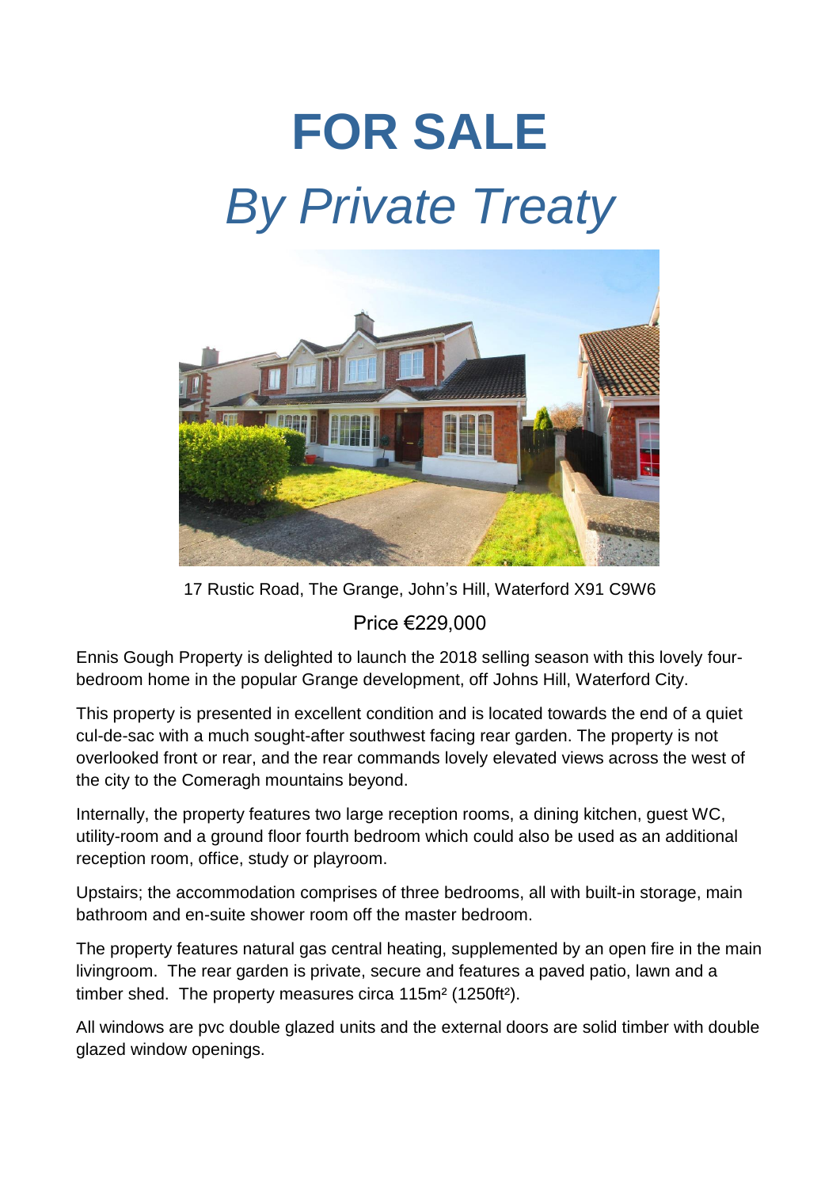# FOR SALE

## *By Private Treaty*

17 Rustic Road, The Grange, John's Hill, Waterford X91 C9W6

Price €229,000

Ennis Gough Property is delighted to launch the 2018 selling season with this lovely four-bedroom home in the popular Grange development, off Johns Hill, Waterford City.

This property is presented in excellent condition and is located towards the end of a quiet cul-de-sac with a much sought-after southwest facing rear garden. The property is not overlooked front or rear, and the rear commands lovely elevated views across the west of the city to the Comeragh mountains beyond.

Internally, the property features two large reception rooms, a dining kitchen, guest WC, utility-room and a ground floor fourth bedroom which could also be used as an additional reception room, office, study or playroom.

Upstairs; the accommodation comprises of three bedrooms, all with built-in storage, main bathroom and en-suite shower room off the master bedroom.

The property features natural gas central heating, supplemented by an open fire in the main livingroom. The rear garden is private, secure and features a paved patio, lawn and a timber shed. The property measures circa 115m² (1250ft²).

All windows are pvc double glazed units and the external doors are solid timber with double glazed window openings.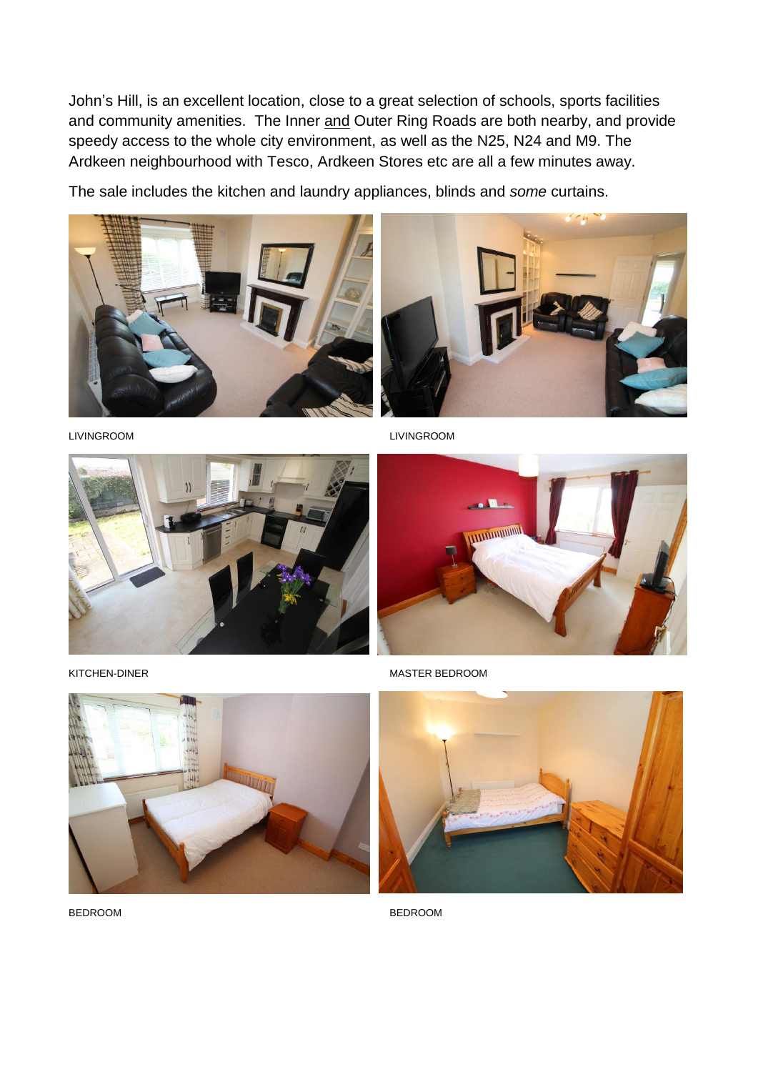John's Hill, is an excellent location, close to a great selection of schools, sports facilities and community amenities. The Inner <u>and</u> Outer Ring Roads are both nearby, and provide speedy access to the whole city environment, as well as the N25, N24 and M9. The Ardkeen neighbourhood with Tesco, Ardkeen Stores etc are all a few minutes away.

The sale includes the kitchen and laundry appliances, blinds and *some* curtains.

LIVINGROOM

LIVINGROOM

KITCHEN-DINER

MASTER BEDROOM

BEDROOM

BEDROOM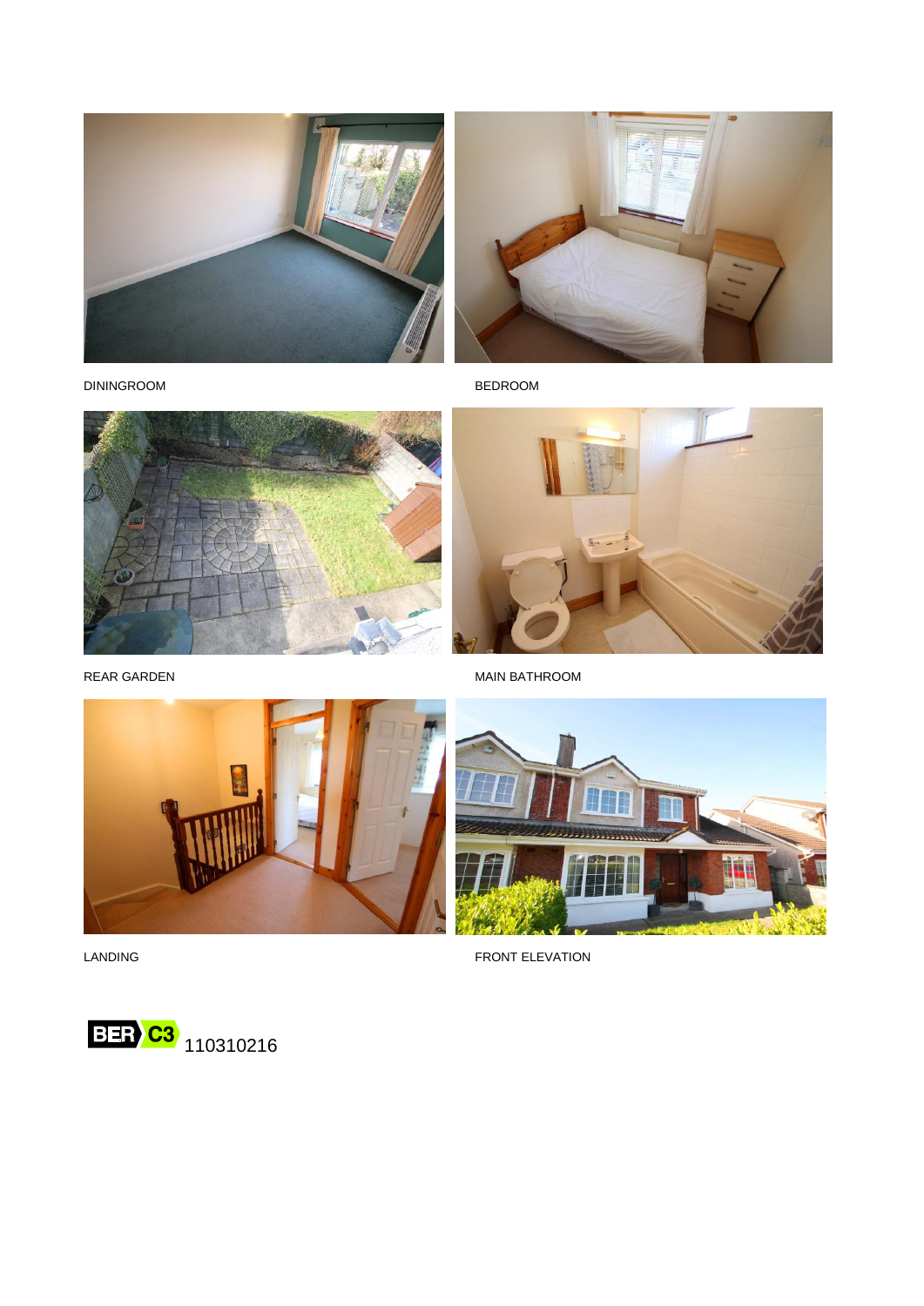DININGROOM

BEDROOM

REAR GARDEN

MAIN BATHROOM

LANDING

FRONT ELEVATION

BER C3 110310216